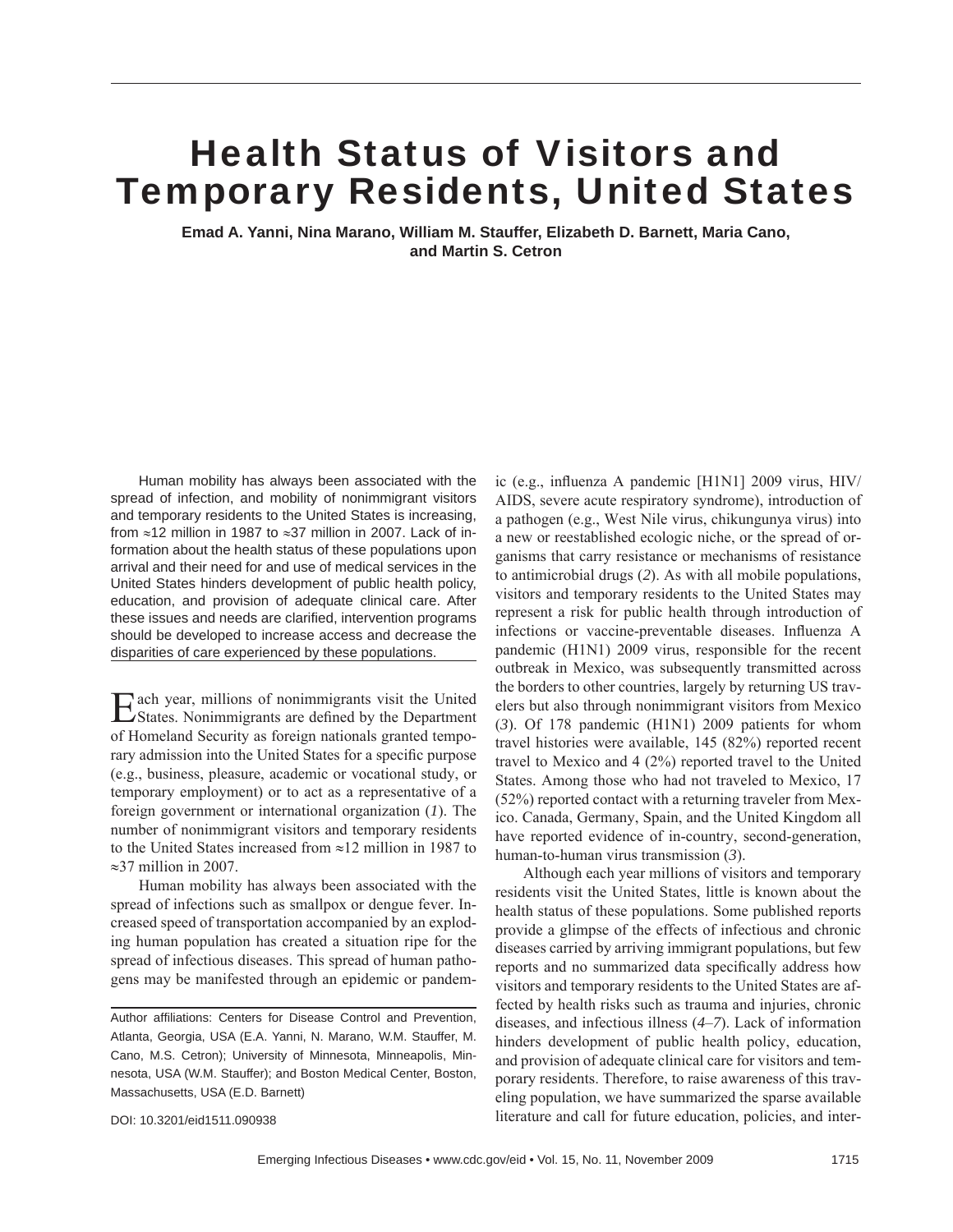# Health Status of Visitors and Temporary Residents, United States

**Emad A. Yanni, Nina Marano, William M. Stauffer, Elizabeth D. Barnett, Maria Cano, and Martin S. Cetron**

Human mobility has always been associated with the spread of infection, and mobility of nonimmigrant visitors and temporary residents to the United States is increasing, from ≈12 million in 1987 to ≈37 million in 2007. Lack of information about the health status of these populations upon arrival and their need for and use of medical services in the United States hinders development of public health policy, education, and provision of adequate clinical care. After these issues and needs are clarified, intervention programs should be developed to increase access and decrease the disparities of care experienced by these populations.

Each year, millions of nonimmigrants visit the United States. Nonimmigrants are defined by the Department of Homeland Security as foreign nationals granted temporary admission into the United States for a specific purpose (e.g., business, pleasure, academic or vocational study, or temporary employment) or to act as a representative of a foreign government or international organization (*1*). The number of nonimmigrant visitors and temporary residents to the United States increased from ≈12 million in 1987 to ≈37 million in 2007.

Human mobility has always been associated with the spread of infections such as smallpox or dengue fever. Increased speed of transportation accompanied by an exploding human population has created a situation ripe for the spread of infectious diseases. This spread of human pathogens may be manifested through an epidemic or pandemic (e.g., influenza A pandemic [H1N1] 2009 virus, HIV/AIDS, severe acute respiratory syndrome), introduction of a pathogen (e.g., West Nile virus, chikungunya virus) into a new or reestablished ecologic niche, or the spread of organisms that carry resistance or mechanisms of resistance to antimicrobial drugs (*2*). As with all mobile populations, visitors and temporary residents to the United States may represent a risk for public health through introduction of infections or vaccine-preventable diseases. Influenza A pandemic (H1N1) 2009 virus, responsible for the recent outbreak in Mexico, was subsequently transmitted across the borders to other countries, largely by returning US travelers but also through nonimmigrant visitors from Mexico (*3*). Of 178 pandemic (H1N1) 2009 patients for whom travel histories were available, 145 (82%) reported recent travel to Mexico and 4 (2%) reported travel to the United States. Among those who had not traveled to Mexico, 17 (52%) reported contact with a returning traveler from Mexico. Canada, Germany, Spain, and the United Kingdom all have reported evidence of in-country, second-generation, human-to-human virus transmission (*3*).

Although each year millions of visitors and temporary residents visit the United States, little is known about the health status of these populations. Some published reports provide a glimpse of the effects of infectious and chronic diseases carried by arriving immigrant populations, but few reports and no summarized data specifically address how visitors and temporary residents to the United States are affected by health risks such as trauma and injuries, chronic diseases, and infectious illness (*4–7*). Lack of information hinders development of public health policy, education, and provision of adequate clinical care for visitors and temporary residents. Therefore, to raise awareness of this traveling population, we have summarized the sparse available literature and call for future education, policies, and inter-

Author affiliations: Centers for Disease Control and Prevention, Atlanta, Georgia, USA (E.A. Yanni, N. Marano, W.M. Stauffer, M. Cano, M.S. Cetron); University of Minnesota, Minneapolis, Minnesota, USA (W.M. Stauffer); and Boston Medical Center, Boston, Massachusetts, USA (E.D. Barnett)

DOI: 10.3201/eid1511.090938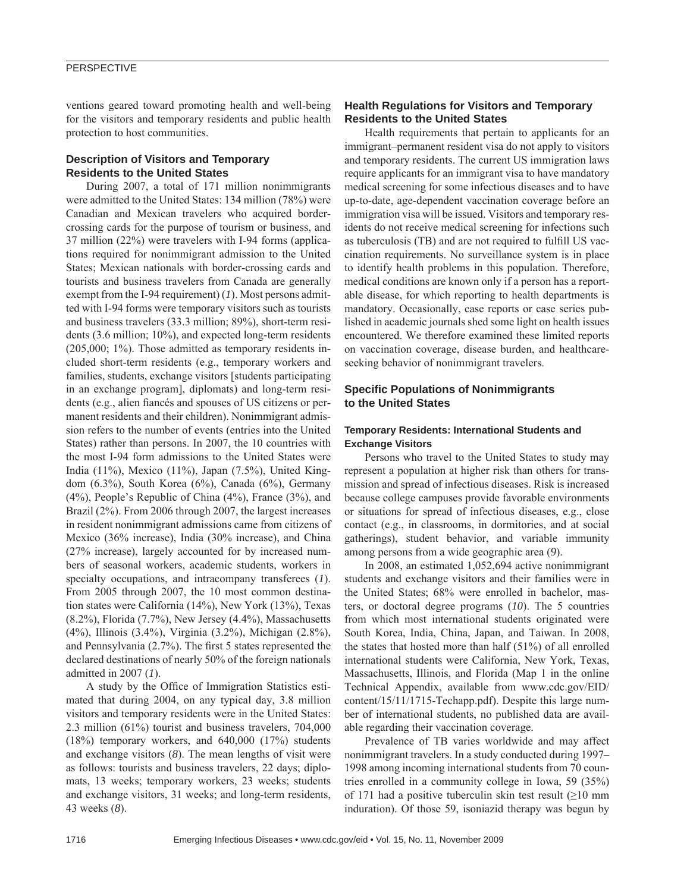ventions geared toward promoting health and well-being for the visitors and temporary residents and public health protection to host communities.

## Description of Visitors and Temporary Residents to the United States

During 2007, a total of 171 million nonimmigrants were admitted to the United States: 134 million (78%) were Canadian and Mexican travelers who acquired border-crossing cards for the purpose of tourism or business, and 37 million (22%) were travelers with I-94 forms (applications required for nonimmigrant admission to the United States; Mexican nationals with border-crossing cards and tourists and business travelers from Canada are generally exempt from the I-94 requirement) (*1*). Most persons admitted with I-94 forms were temporary visitors such as tourists and business travelers (33.3 million; 89%), short-term residents (3.6 million; 10%), and expected long-term residents (205,000; 1%). Those admitted as temporary residents included short-term residents (e.g., temporary workers and families, students, exchange visitors [students participating in an exchange program], diplomats) and long-term residents (e.g., alien fiancés and spouses of US citizens or permanent residents and their children). Nonimmigrant admission refers to the number of events (entries into the United States) rather than persons. In 2007, the 10 countries with the most I-94 form admissions to the United States were India (11%), Mexico (11%), Japan (7.5%), United Kingdom (6.3%), South Korea (6%), Canada (6%), Germany (4%), People's Republic of China (4%), France (3%), and Brazil (2%). From 2006 through 2007, the largest increases in resident nonimmigrant admissions came from citizens of Mexico (36% increase), India (30% increase), and China (27% increase), largely accounted for by increased numbers of seasonal workers, academic students, workers in specialty occupations, and intracompany transferees (*1*). From 2005 through 2007, the 10 most common destination states were California (14%), New York (13%), Texas (8.2%), Florida (7.7%), New Jersey (4.4%), Massachusetts (4%), Illinois (3.4%), Virginia (3.2%), Michigan (2.8%), and Pennsylvania (2.7%). The first 5 states represented the declared destinations of nearly 50% of the foreign nationals admitted in 2007 (*1*).

A study by the Office of Immigration Statistics estimated that during 2004, on any typical day, 3.8 million visitors and temporary residents were in the United States: 2.3 million (61%) tourist and business travelers, 704,000 (18%) temporary workers, and 640,000 (17%) students and exchange visitors (*8*). The mean lengths of visit were as follows: tourists and business travelers, 22 days; diplomats, 13 weeks; temporary workers, 23 weeks; students and exchange visitors, 31 weeks; and long-term residents, 43 weeks (*8*).

## Health Regulations for Visitors and Temporary Residents to the United States

Health requirements that pertain to applicants for an immigrant–permanent resident visa do not apply to visitors and temporary residents. The current US immigration laws require applicants for an immigrant visa to have mandatory medical screening for some infectious diseases and to have up-to-date, age-dependent vaccination coverage before an immigration visa will be issued. Visitors and temporary residents do not receive medical screening for infections such as tuberculosis (TB) and are not required to fulfill US vaccination requirements. No surveillance system is in place to identify health problems in this population. Therefore, medical conditions are known only if a person has a reportable disease, for which reporting to health departments is mandatory. Occasionally, case reports or case series published in academic journals shed some light on health issues encountered. We therefore examined these limited reports on vaccination coverage, disease burden, and healthcare-seeking behavior of nonimmigrant travelers.

## Specific Populations of Nonimmigrants to the United States

### Temporary Residents: International Students and Exchange Visitors

Persons who travel to the United States to study may represent a population at higher risk than others for transmission and spread of infectious diseases. Risk is increased because college campuses provide favorable environments or situations for spread of infectious diseases, e.g., close contact (e.g., in classrooms, in dormitories, and at social gatherings), student behavior, and variable immunity among persons from a wide geographic area (*9*).

In 2008, an estimated 1,052,694 active nonimmigrant students and exchange visitors and their families were in the United States; 68% were enrolled in bachelor, masters, or doctoral degree programs (*10*). The 5 countries from which most international students originated were South Korea, India, China, Japan, and Taiwan. In 2008, the states that hosted more than half (51%) of all enrolled international students were California, New York, Texas, Massachusetts, Illinois, and Florida (Map 1 in the online Technical Appendix, available from www.cdc.gov/EID/content/15/11/1715-Techapp.pdf). Despite this large number of international students, no published data are available regarding their vaccination coverage.

Prevalence of TB varies worldwide and may affect nonimmigrant travelers. In a study conducted during 1997–1998 among incoming international students from 70 countries enrolled in a community college in Iowa, 59 (35%) of 171 had a positive tuberculin skin test result (≥10 mm induration). Of those 59, isoniazid therapy was begun by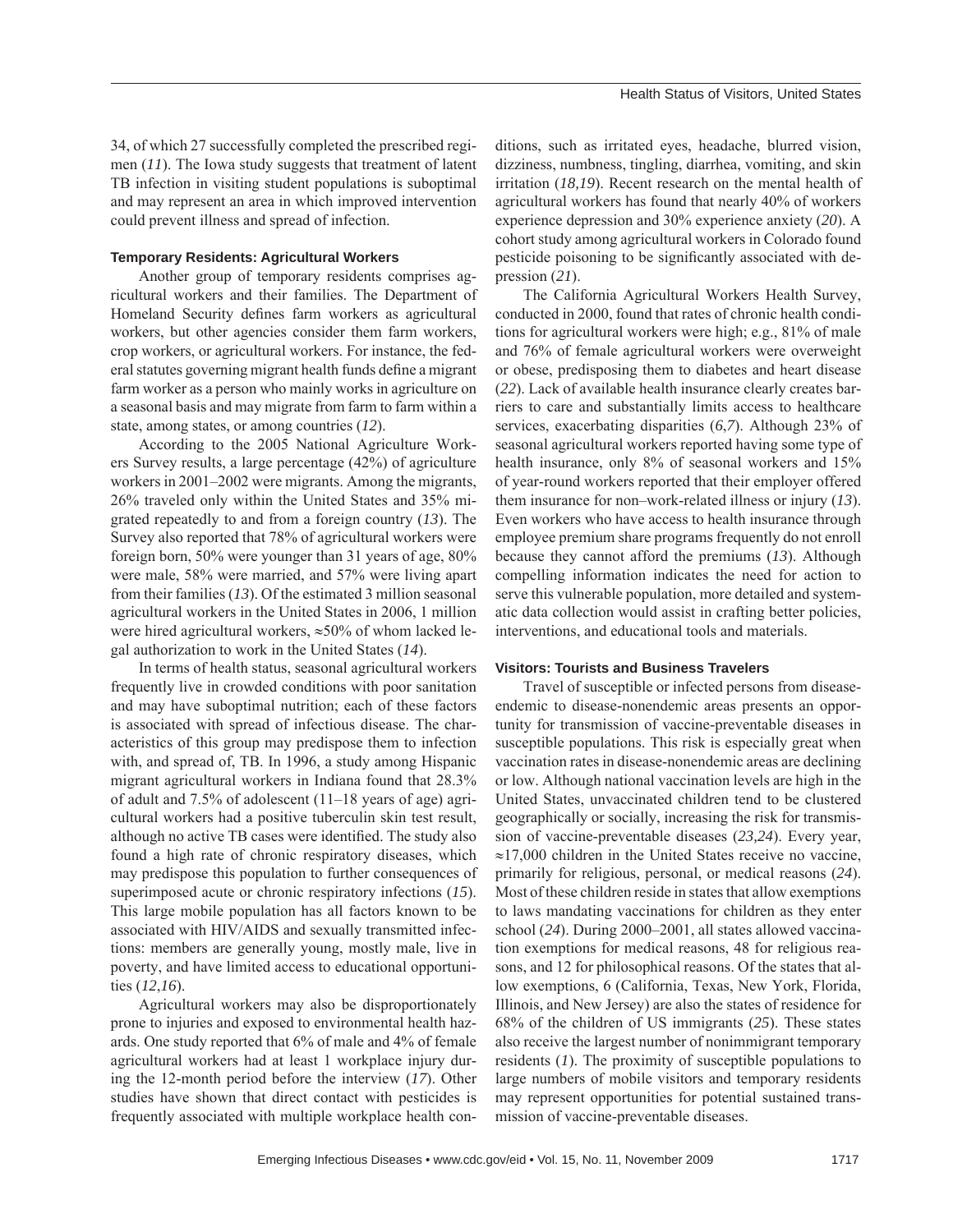34, of which 27 successfully completed the prescribed regimen (*11*). The Iowa study suggests that treatment of latent TB infection in visiting student populations is suboptimal and may represent an area in which improved intervention could prevent illness and spread of infection.

### Temporary Residents: Agricultural Workers

Another group of temporary residents comprises agricultural workers and their families. The Department of Homeland Security defines farm workers as agricultural workers, but other agencies consider them farm workers, crop workers, or agricultural workers. For instance, the federal statutes governing migrant health funds define a migrant farm worker as a person who mainly works in agriculture on a seasonal basis and may migrate from farm to farm within a state, among states, or among countries (*12*).

According to the 2005 National Agriculture Workers Survey results, a large percentage (42%) of agriculture workers in 2001–2002 were migrants. Among the migrants, 26% traveled only within the United States and 35% migrated repeatedly to and from a foreign country (*13*). The Survey also reported that 78% of agricultural workers were foreign born, 50% were younger than 31 years of age, 80% were male, 58% were married, and 57% were living apart from their families (*13*). Of the estimated 3 million seasonal agricultural workers in the United States in 2006, 1 million were hired agricultural workers, ≈50% of whom lacked legal authorization to work in the United States (*14*).

In terms of health status, seasonal agricultural workers frequently live in crowded conditions with poor sanitation and may have suboptimal nutrition; each of these factors is associated with spread of infectious disease. The characteristics of this group may predispose them to infection with, and spread of, TB. In 1996, a study among Hispanic migrant agricultural workers in Indiana found that 28.3% of adult and 7.5% of adolescent (11–18 years of age) agricultural workers had a positive tuberculin skin test result, although no active TB cases were identified. The study also found a high rate of chronic respiratory diseases, which may predispose this population to further consequences of superimposed acute or chronic respiratory infections (*15*). This large mobile population has all factors known to be associated with HIV/AIDS and sexually transmitted infections: members are generally young, mostly male, live in poverty, and have limited access to educational opportunities (*12*,*16*).

Agricultural workers may also be disproportionately prone to injuries and exposed to environmental health hazards. One study reported that 6% of male and 4% of female agricultural workers had at least 1 workplace injury during the 12-month period before the interview (*17*). Other studies have shown that direct contact with pesticides is frequently associated with multiple workplace health conditions, such as irritated eyes, headache, blurred vision, dizziness, numbness, tingling, diarrhea, vomiting, and skin irritation (*18,19*). Recent research on the mental health of agricultural workers has found that nearly 40% of workers experience depression and 30% experience anxiety (*20*). A cohort study among agricultural workers in Colorado found pesticide poisoning to be significantly associated with depression (*21*).

The California Agricultural Workers Health Survey, conducted in 2000, found that rates of chronic health conditions for agricultural workers were high; e.g., 81% of male and 76% of female agricultural workers were overweight or obese, predisposing them to diabetes and heart disease (*22*). Lack of available health insurance clearly creates barriers to care and substantially limits access to healthcare services, exacerbating disparities (*6*,*7*). Although 23% of seasonal agricultural workers reported having some type of health insurance, only 8% of seasonal workers and 15% of year-round workers reported that their employer offered them insurance for non–work-related illness or injury (*13*). Even workers who have access to health insurance through employee premium share programs frequently do not enroll because they cannot afford the premiums (*13*). Although compelling information indicates the need for action to serve this vulnerable population, more detailed and systematic data collection would assist in crafting better policies, interventions, and educational tools and materials.

### Visitors: Tourists and Business Travelers

Travel of susceptible or infected persons from disease-endemic to disease-nonendemic areas presents an opportunity for transmission of vaccine-preventable diseases in susceptible populations. This risk is especially great when vaccination rates in disease-nonendemic areas are declining or low. Although national vaccination levels are high in the United States, unvaccinated children tend to be clustered geographically or socially, increasing the risk for transmission of vaccine-preventable diseases (*23,24*). Every year, ≈17,000 children in the United States receive no vaccine, primarily for religious, personal, or medical reasons (*24*). Most of these children reside in states that allow exemptions to laws mandating vaccinations for children as they enter school (*24*). During 2000–2001, all states allowed vaccination exemptions for medical reasons, 48 for religious reasons, and 12 for philosophical reasons. Of the states that allow exemptions, 6 (California, Texas, New York, Florida, Illinois, and New Jersey) are also the states of residence for 68% of the children of US immigrants (*25*). These states also receive the largest number of nonimmigrant temporary residents (*1*). The proximity of susceptible populations to large numbers of mobile visitors and temporary residents may represent opportunities for potential sustained transmission of vaccine-preventable diseases.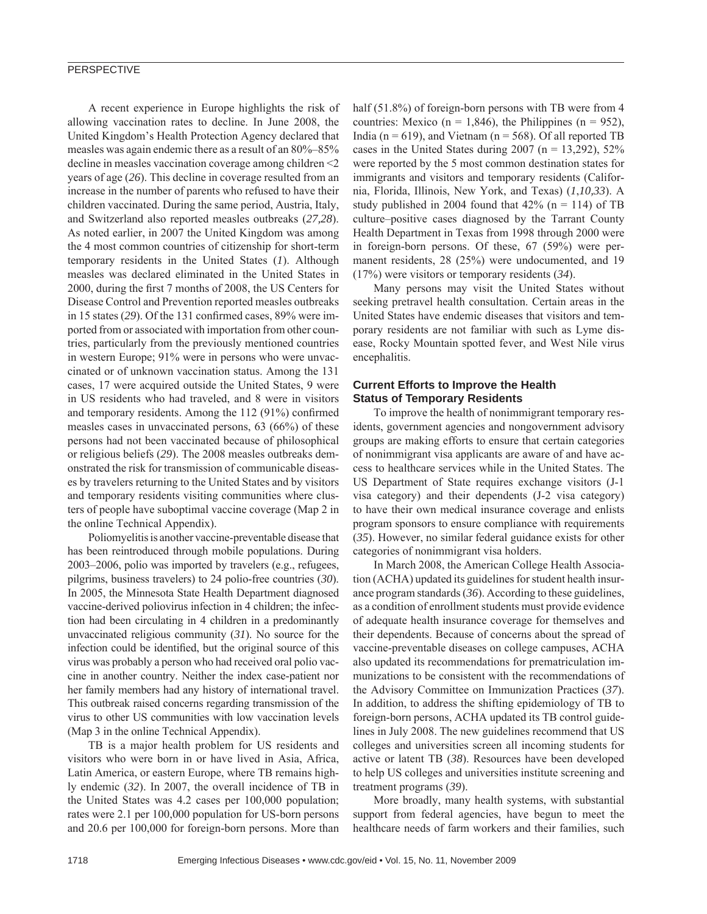A recent experience in Europe highlights the risk of allowing vaccination rates to decline. In June 2008, the United Kingdom's Health Protection Agency declared that measles was again endemic there as a result of an 80%–85% decline in measles vaccination coverage among children <2 years of age (*26*). This decline in coverage resulted from an increase in the number of parents who refused to have their children vaccinated. During the same period, Austria, Italy, and Switzerland also reported measles outbreaks (*27,28*). As noted earlier, in 2007 the United Kingdom was among the 4 most common countries of citizenship for short-term temporary residents in the United States (*1*). Although measles was declared eliminated in the United States in 2000, during the first 7 months of 2008, the US Centers for Disease Control and Prevention reported measles outbreaks in 15 states (*29*). Of the 131 confirmed cases, 89% were imported from or associated with importation from other countries, particularly from the previously mentioned countries in western Europe; 91% were in persons who were unvaccinated or of unknown vaccination status. Among the 131 cases, 17 were acquired outside the United States, 9 were in US residents who had traveled, and 8 were in visitors and temporary residents. Among the 112 (91%) confirmed measles cases in unvaccinated persons, 63 (66%) of these persons had not been vaccinated because of philosophical or religious beliefs (*29*). The 2008 measles outbreaks demonstrated the risk for transmission of communicable diseases by travelers returning to the United States and by visitors and temporary residents visiting communities where clusters of people have suboptimal vaccine coverage (Map 2 in the online Technical Appendix).

Poliomyelitis is another vaccine-preventable disease that has been reintroduced through mobile populations. During 2003–2006, polio was imported by travelers (e.g., refugees, pilgrims, business travelers) to 24 polio-free countries (*30*). In 2005, the Minnesota State Health Department diagnosed vaccine-derived poliovirus infection in 4 children; the infection had been circulating in 4 children in a predominantly unvaccinated religious community (*31*). No source for the infection could be identified, but the original source of this virus was probably a person who had received oral polio vaccine in another country. Neither the index case-patient nor her family members had any history of international travel. This outbreak raised concerns regarding transmission of the virus to other US communities with low vaccination levels (Map 3 in the online Technical Appendix).

TB is a major health problem for US residents and visitors who were born in or have lived in Asia, Africa, Latin America, or eastern Europe, where TB remains highly endemic (*32*). In 2007, the overall incidence of TB in the United States was 4.2 cases per 100,000 population; rates were 2.1 per 100,000 population for US-born persons and 20.6 per 100,000 for foreign-born persons. More than half (51.8%) of foreign-born persons with TB were from 4 countries: Mexico (n = 1,846), the Philippines (n = 952), India (n = 619), and Vietnam (n = 568). Of all reported TB cases in the United States during 2007 (n = 13,292), 52% were reported by the 5 most common destination states for immigrants and visitors and temporary residents (California, Florida, Illinois, New York, and Texas) (*1,10,33*). A study published in 2004 found that 42% (n = 114) of TB culture–positive cases diagnosed by the Tarrant County Health Department in Texas from 1998 through 2000 were in foreign-born persons. Of these, 67 (59%) were permanent residents, 28 (25%) were undocumented, and 19 (17%) were visitors or temporary residents (*34*).

Many persons may visit the United States without seeking pretravel health consultation. Certain areas in the United States have endemic diseases that visitors and temporary residents are not familiar with such as Lyme disease, Rocky Mountain spotted fever, and West Nile virus encephalitis.

## Current Efforts to Improve the Health Status of Temporary Residents

To improve the health of nonimmigrant temporary residents, government agencies and nongovernment advisory groups are making efforts to ensure that certain categories of nonimmigrant visa applicants are aware of and have access to healthcare services while in the United States. The US Department of State requires exchange visitors (J-1 visa category) and their dependents (J-2 visa category) to have their own medical insurance coverage and enlists program sponsors to ensure compliance with requirements (*35*). However, no similar federal guidance exists for other categories of nonimmigrant visa holders.

In March 2008, the American College Health Association (ACHA) updated its guidelines for student health insurance program standards (*36*). According to these guidelines, as a condition of enrollment students must provide evidence of adequate health insurance coverage for themselves and their dependents. Because of concerns about the spread of vaccine-preventable diseases on college campuses, ACHA also updated its recommendations for prematriculation immunizations to be consistent with the recommendations of the Advisory Committee on Immunization Practices (*37*). In addition, to address the shifting epidemiology of TB to foreign-born persons, ACHA updated its TB control guidelines in July 2008. The new guidelines recommend that US colleges and universities screen all incoming students for active or latent TB (*38*). Resources have been developed to help US colleges and universities institute screening and treatment programs (*39*).

More broadly, many health systems, with substantial support from federal agencies, have begun to meet the healthcare needs of farm workers and their families, such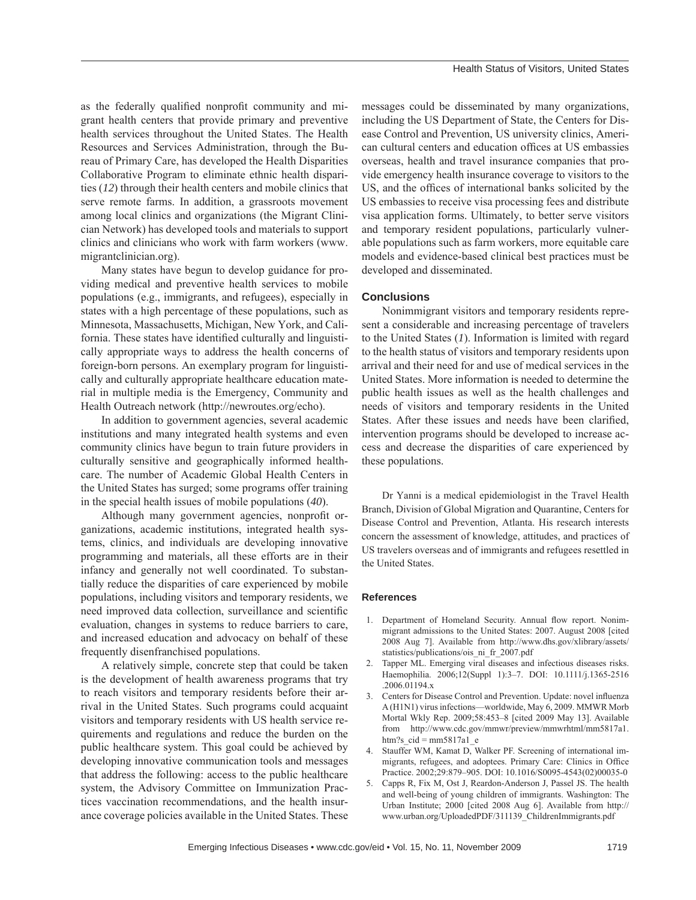as the federally qualified nonprofit community and migrant health centers that provide primary and preventive health services throughout the United States. The Health Resources and Services Administration, through the Bureau of Primary Care, has developed the Health Disparities Collaborative Program to eliminate ethnic health disparities (*12*) through their health centers and mobile clinics that serve remote farms. In addition, a grassroots movement among local clinics and organizations (the Migrant Clinician Network) has developed tools and materials to support clinics and clinicians who work with farm workers (www.migrantclinician.org).

Many states have begun to develop guidance for providing medical and preventive health services to mobile populations (e.g., immigrants, and refugees), especially in states with a high percentage of these populations, such as Minnesota, Massachusetts, Michigan, New York, and California. These states have identified culturally and linguistically appropriate ways to address the health concerns of foreign-born persons. An exemplary program for linguistically and culturally appropriate healthcare education material in multiple media is the Emergency, Community and Health Outreach network (http://newroutes.org/echo).

In addition to government agencies, several academic institutions and many integrated health systems and even community clinics have begun to train future providers in culturally sensitive and geographically informed healthcare. The number of Academic Global Health Centers in the United States has surged; some programs offer training in the special health issues of mobile populations (*40*).

Although many government agencies, nonprofit organizations, academic institutions, integrated health systems, clinics, and individuals are developing innovative programming and materials, all these efforts are in their infancy and generally not well coordinated. To substantially reduce the disparities of care experienced by mobile populations, including visitors and temporary residents, we need improved data collection, surveillance and scientific evaluation, changes in systems to reduce barriers to care, and increased education and advocacy on behalf of these frequently disenfranchised populations.

A relatively simple, concrete step that could be taken is the development of health awareness programs that try to reach visitors and temporary residents before their arrival in the United States. Such programs could acquaint visitors and temporary residents with US health service requirements and regulations and reduce the burden on the public healthcare system. This goal could be achieved by developing innovative communication tools and messages that address the following: access to the public healthcare system, the Advisory Committee on Immunization Practices vaccination recommendations, and the health insurance coverage policies available in the United States. These messages could be disseminated by many organizations, including the US Department of State, the Centers for Disease Control and Prevention, US university clinics, American cultural centers and education offices at US embassies overseas, health and travel insurance companies that provide emergency health insurance coverage to visitors to the US, and the offices of international banks solicited by the US embassies to receive visa processing fees and distribute visa application forms. Ultimately, to better serve visitors and temporary resident populations, particularly vulnerable populations such as farm workers, more equitable care models and evidence-based clinical best practices must be developed and disseminated.

## Conclusions

Nonimmigrant visitors and temporary residents represent a considerable and increasing percentage of travelers to the United States (*1*). Information is limited with regard to the health status of visitors and temporary residents upon arrival and their need for and use of medical services in the United States. More information is needed to determine the public health issues as well as the health challenges and needs of visitors and temporary residents in the United States. After these issues and needs have been clarified, intervention programs should be developed to increase access and decrease the disparities of care experienced by these populations.

Dr Yanni is a medical epidemiologist in the Travel Health Branch, Division of Global Migration and Quarantine, Centers for Disease Control and Prevention, Atlanta. His research interests concern the assessment of knowledge, attitudes, and practices of US travelers overseas and of immigrants and refugees resettled in the United States.

## References

1. Department of Homeland Security. Annual flow report. Nonimmigrant admissions to the United States: 2007. August 2008 [cited 2008 Aug 7]. Available from http://www.dhs.gov/xlibrary/assets/statistics/publications/ois_ni_fr_2007.pdf
2. Tapper ML. Emerging viral diseases and infectious diseases risks. Haemophilia. 2006;12(Suppl 1):3–7. DOI: 10.1111/j.1365-2516.2006.01194.x
3. Centers for Disease Control and Prevention. Update: novel influenza A (H1N1) virus infections—worldwide, May 6, 2009. MMWR Morb Mortal Wkly Rep. 2009;58:453–8 [cited 2009 May 13]. Available from http://www.cdc.gov/mmwr/preview/mmwrhtml/mm5817a1.htm?s_cid = mm5817a1_e
4. Stauffer WM, Kamat D, Walker PF. Screening of international immigrants, refugees, and adoptees. Primary Care: Clinics in Office Practice. 2002;29:879–905. DOI: 10.1016/S0095-4543(02)00035-0
5. Capps R, Fix M, Ost J, Reardon-Anderson J, Passel JS. The health and well-being of young children of immigrants. Washington: The Urban Institute; 2000 [cited 2008 Aug 6]. Available from http://www.urban.org/UploadedPDF/311139_ChildrenImmigrants.pdf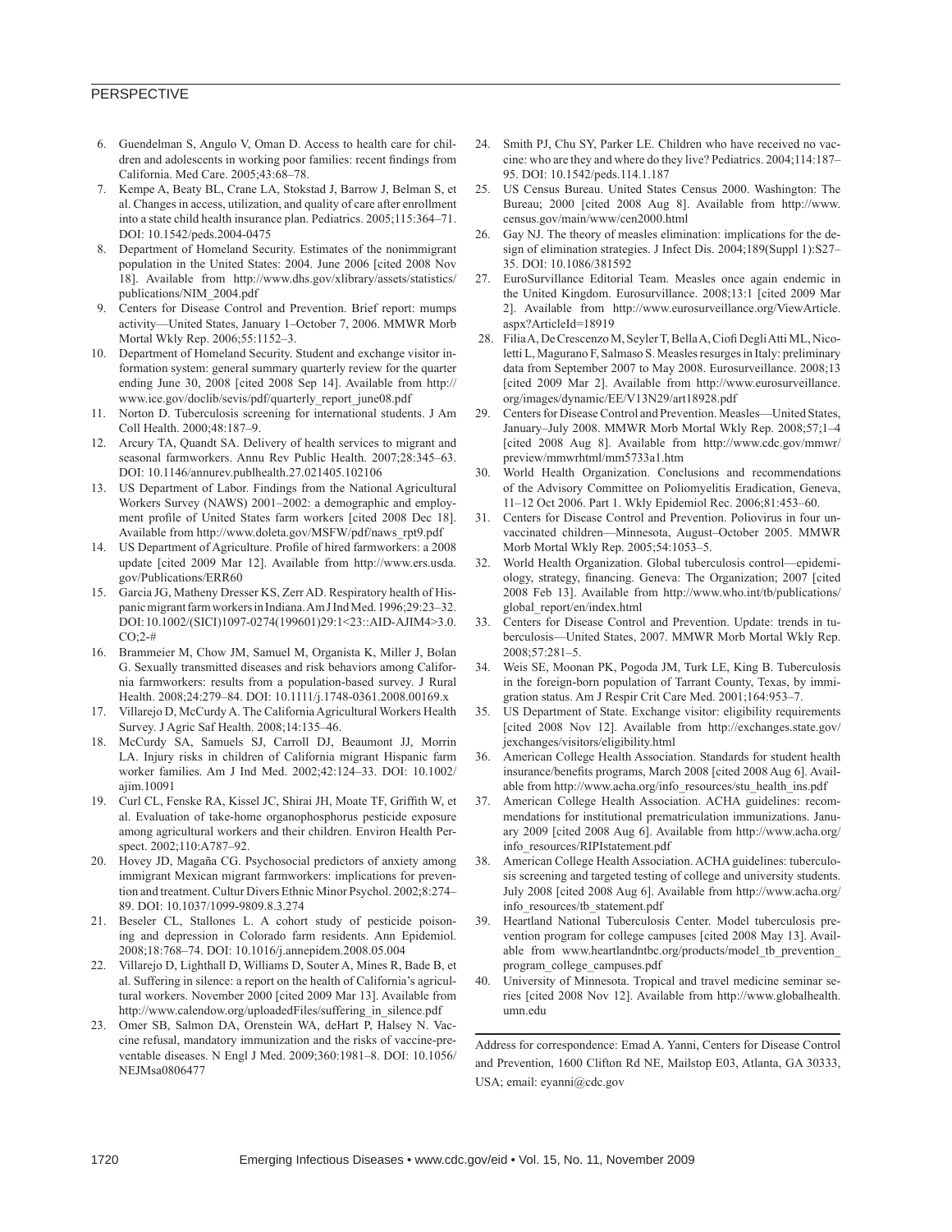6. Guendelman S, Angulo V, Oman D. Access to health care for children and adolescents in working poor families: recent findings from California. Med Care. 2005;43:68–78.
7. Kempe A, Beaty BL, Crane LA, Stokstad J, Barrow J, Belman S, et al. Changes in access, utilization, and quality of care after enrollment into a state child health insurance plan. Pediatrics. 2005;115:364–71. DOI: 10.1542/peds.2004-0475
8. Department of Homeland Security. Estimates of the nonimmigrant population in the United States: 2004. June 2006 [cited 2008 Nov 18]. Available from http://www.dhs.gov/xlibrary/assets/statistics/publications/NIM_2004.pdf
9. Centers for Disease Control and Prevention. Brief report: mumps activity—United States, January 1–October 7, 2006. MMWR Morb Mortal Wkly Rep. 2006;55:1152–3.
10. Department of Homeland Security. Student and exchange visitor information system: general summary quarterly review for the quarter ending June 30, 2008 [cited 2008 Sep 14]. Available from http://www.ice.gov/doclib/sevis/pdf/quarterly_report_june08.pdf
11. Norton D. Tuberculosis screening for international students. J Am Coll Health. 2000;48:187–9.
12. Arcury TA, Quandt SA. Delivery of health services to migrant and seasonal farmworkers. Annu Rev Public Health. 2007;28:345–63. DOI: 10.1146/annurev.publhealth.27.021405.102106
13. US Department of Labor. Findings from the National Agricultural Workers Survey (NAWS) 2001–2002: a demographic and employment profile of United States farm workers [cited 2008 Dec 18]. Available from http://www.doleta.gov/MSFW/pdf/naws_rpt9.pdf
14. US Department of Agriculture. Profile of hired farmworkers: a 2008 update [cited 2009 Mar 12]. Available from http://www.ers.usda.gov/Publications/ERR60
15. Garcia JG, Matheny Dresser KS, Zerr AD. Respiratory health of Hispanic migrant farm workers in Indiana. Am J Ind Med. 1996;29:23–32. DOI: 10.1002/(SICI)1097-0274(199601)29:1<23::AID-AJIM4>3.0.CO;2-#
16. Brammeier M, Chow JM, Samuel M, Organista K, Miller J, Bolan G. Sexually transmitted diseases and risk behaviors among California farmworkers: results from a population-based survey. J Rural Health. 2008;24:279–84. DOI: 10.1111/j.1748-0361.2008.00169.x
17. Villarejo D, McCurdy A. The California Agricultural Workers Health Survey. J Agric Saf Health. 2008;14:135–46.
18. McCurdy SA, Samuels SJ, Carroll DJ, Beaumont JJ, Morrin LA. Injury risks in children of California migrant Hispanic farm worker families. Am J Ind Med. 2002;42:124–33. DOI: 10.1002/ajim.10091
19. Curl CL, Fenske RA, Kissel JC, Shirai JH, Moate TF, Griffith W, et al. Evaluation of take-home organophosphorus pesticide exposure among agricultural workers and their children. Environ Health Perspect. 2002;110:A787–92.
20. Hovey JD, Magaña CG. Psychosocial predictors of anxiety among immigrant Mexican migrant farmworkers: implications for prevention and treatment. Cultur Divers Ethnic Minor Psychol. 2002;8:274–89. DOI: 10.1037/1099-9809.8.3.274
21. Beseler CL, Stallones L. A cohort study of pesticide poisoning and depression in Colorado farm residents. Ann Epidemiol. 2008;18:768–74. DOI: 10.1016/j.annepidem.2008.05.004
22. Villarejo D, Lighthall D, Williams D, Souter A, Mines R, Bade B, et al. Suffering in silence: a report on the health of California's agricultural workers. November 2000 [cited 2009 Mar 13]. Available from http://www.calendow.org/uploadedFiles/suffering_in_silence.pdf
23. Omer SB, Salmon DA, Orenstein WA, deHart P, Halsey N. Vaccine refusal, mandatory immunization and the risks of vaccine-preventable diseases. N Engl J Med. 2009;360:1981–8. DOI: 10.1056/NEJMsa0806477
24. Smith PJ, Chu SY, Parker LE. Children who have received no vaccine: who are they and where do they live? Pediatrics. 2004;114:187–95. DOI: 10.1542/peds.114.1.187
25. US Census Bureau. United States Census 2000. Washington: The Bureau; 2000 [cited 2008 Aug 8]. Available from http://www.census.gov/main/www/cen2000.html
26. Gay NJ. The theory of measles elimination: implications for the design of elimination strategies. J Infect Dis. 2004;189(Suppl 1):S27–35. DOI: 10.1086/381592
27. EuroSurvillance Editorial Team. Measles once again endemic in the United Kingdom. Eurosurvillance. 2008;13:1 [cited 2009 Mar 2]. Available from http://www.eurosurveillance.org/ViewArticle.aspx?ArticleId=18919
28. Filia A, De Crescenzo M, Seyler T, Bella A, Ciofi Degli Atti ML, Nicoletti L, Magurano F, Salmaso S. Measles resurges in Italy: preliminary data from September 2007 to May 2008. Eurosurveillance. 2008;13 [cited 2009 Mar 2]. Available from http://www.eurosurveillance.org/images/dynamic/EE/V13N29/art18928.pdf
29. Centers for Disease Control and Prevention. Measles—United States, January–July 2008. MMWR Morb Mortal Wkly Rep. 2008;57;1–4 [cited 2008 Aug 8]. Available from http://www.cdc.gov/mmwr/preview/mmwrhtml/mm5733a1.htm
30. World Health Organization. Conclusions and recommendations of the Advisory Committee on Poliomyelitis Eradication, Geneva, 11–12 Oct 2006. Part 1. Wkly Epidemiol Rec. 2006;81:453–60.
31. Centers for Disease Control and Prevention. Poliovirus in four unvaccinated children—Minnesota, August–October 2005. MMWR Morb Mortal Wkly Rep. 2005;54:1053–5.
32. World Health Organization. Global tuberculosis control—epidemiology, strategy, financing. Geneva: The Organization; 2007 [cited 2008 Feb 13]. Available from http://www.who.int/tb/publications/global_report/en/index.html
33. Centers for Disease Control and Prevention. Update: trends in tuberculosis—United States, 2007. MMWR Morb Mortal Wkly Rep. 2008;57:281–5.
34. Weis SE, Moonan PK, Pogoda JM, Turk LE, King B. Tuberculosis in the foreign-born population of Tarrant County, Texas, by immigration status. Am J Respir Crit Care Med. 2001;164:953–7.
35. US Department of State. Exchange visitor: eligibility requirements [cited 2008 Nov 12]. Available from http://exchanges.state.gov/jexchanges/visitors/eligibility.html
36. American College Health Association. Standards for student health insurance/benefits programs, March 2008 [cited 2008 Aug 6]. Available from http://www.acha.org/info_resources/stu_health_ins.pdf
37. American College Health Association. ACHA guidelines: recommendations for institutional prematriculation immunizations. January 2009 [cited 2008 Aug 6]. Available from http://www.acha.org/info_resources/RIPIstatement.pdf
38. American College Health Association. ACHA guidelines: tuberculosis screening and targeted testing of college and university students. July 2008 [cited 2008 Aug 6]. Available from http://www.acha.org/info_resources/tb_statement.pdf
39. Heartland National Tuberculosis Center. Model tuberculosis prevention program for college campuses [cited 2008 May 13]. Available from www.heartlandntbc.org/products/model_tb_prevention_program_college_campuses.pdf
40. University of Minnesota. Tropical and travel medicine seminar series [cited 2008 Nov 12]. Available from http://www.globalhealth.umn.edu

Address for correspondence: Emad A. Yanni, Centers for Disease Control and Prevention, 1600 Clifton Rd NE, Mailstop E03, Atlanta, GA 30333, USA; email: eyanni@cdc.gov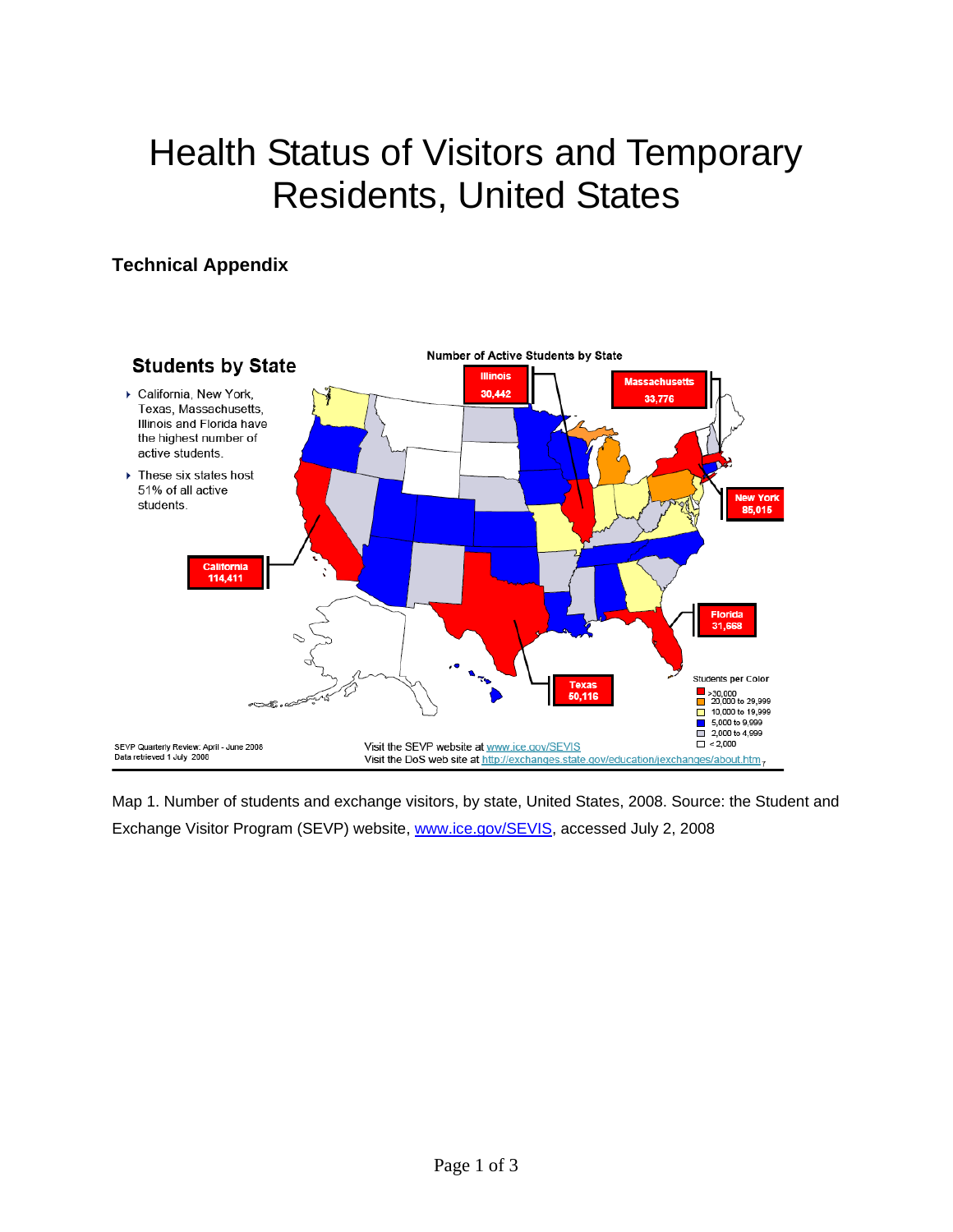# Health Status of Visitors and Temporary Residents, United States

## Technical Appendix

**Students by State**

- California, New York, Texas, Massachusetts, Illinois and Florida have the highest number of active students.
- These six states host 51% of all active students.

Number of Active Students by State

Illinois 30,442

Massachusetts 33,776

New York 85,015

California 114,411

Florida 31,668

Texas 50,116

Students per Color
>30,000
20,000 to 29,999
10,000 to 19,999
5,000 to 9,999
2,000 to 4,999
< 2,000

SEVP Quarterly Review: April - June 2008
Data retrieved 1 July 2008

Visit the SEVP website at www.ice.gov/SEVIS
Visit the DoS web site at http://exchanges.state.gov/education/jexchanges/about.htm

Map 1. Number of students and exchange visitors, by state, United States, 2008. Source: the Student and Exchange Visitor Program (SEVP) website, www.ice.gov/SEVIS, accessed July 2, 2008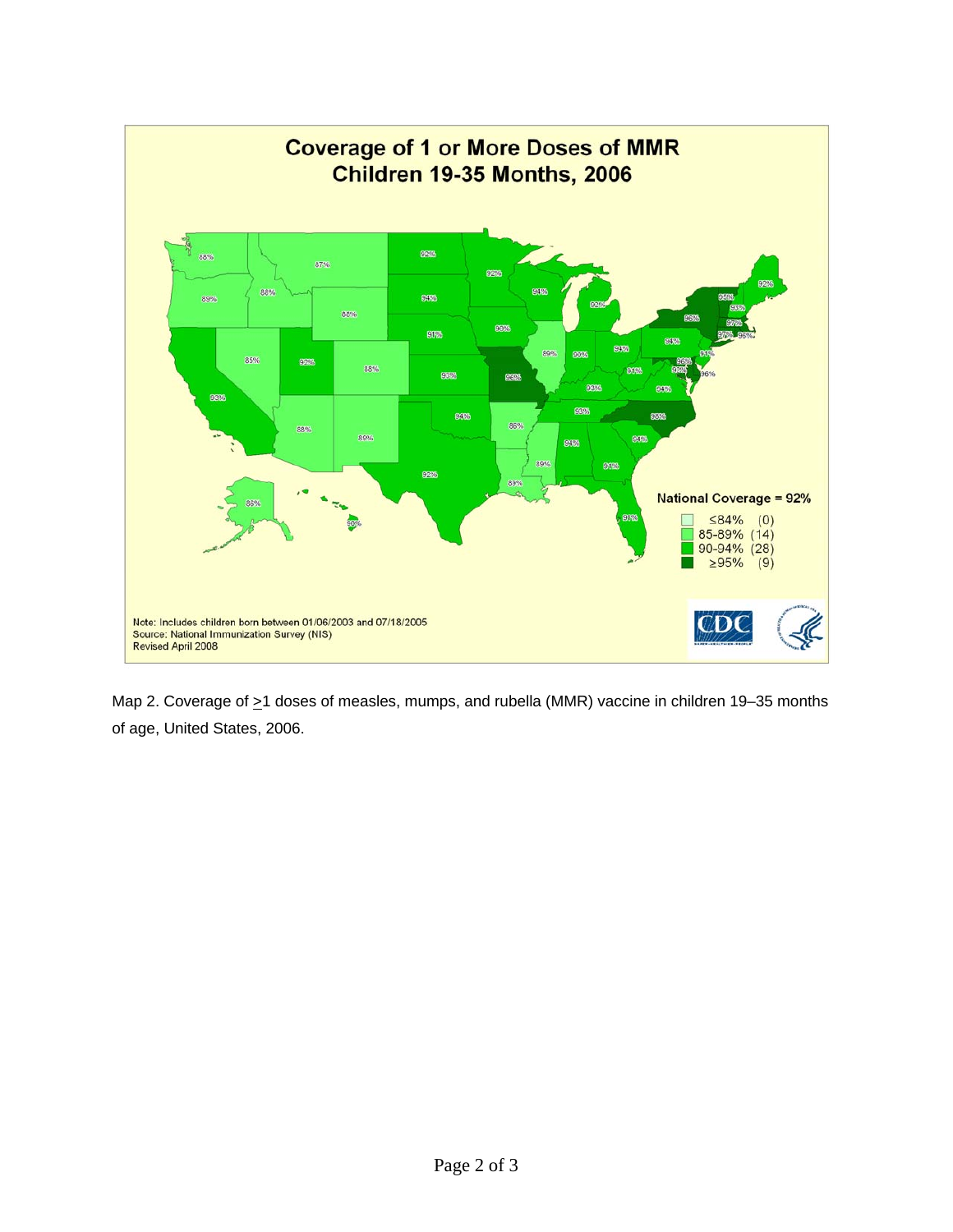Coverage of 1 or More Doses of MMR
Children 19-35 Months, 2006

88%
87%
92%
92%
89%
88%
94%
94%
92%
88%
92%
95%
93%
96%
97%
97% 96%
90%
94%
91%
85%
92%
88%
93%
96%
89%
90%
94%
91%
96%
92% 96%
91%
93%
94%
93%
95%
93%
88%
89%
94%
86%
94%
94%
92%
89%
91%
89%
86%
90%
91%

National Coverage = 92%
≤84% (0)
85-89% (14)
90-94% (28)
≥95% (9)

Note: Includes children born between 01/06/2003 and 07/18/2005
Source: National Immunization Survey (NIS)
Revised April 2008

CDC

Map 2. Coverage of ≥1 doses of measles, mumps, and rubella (MMR) vaccine in children 19–35 months of age, United States, 2006.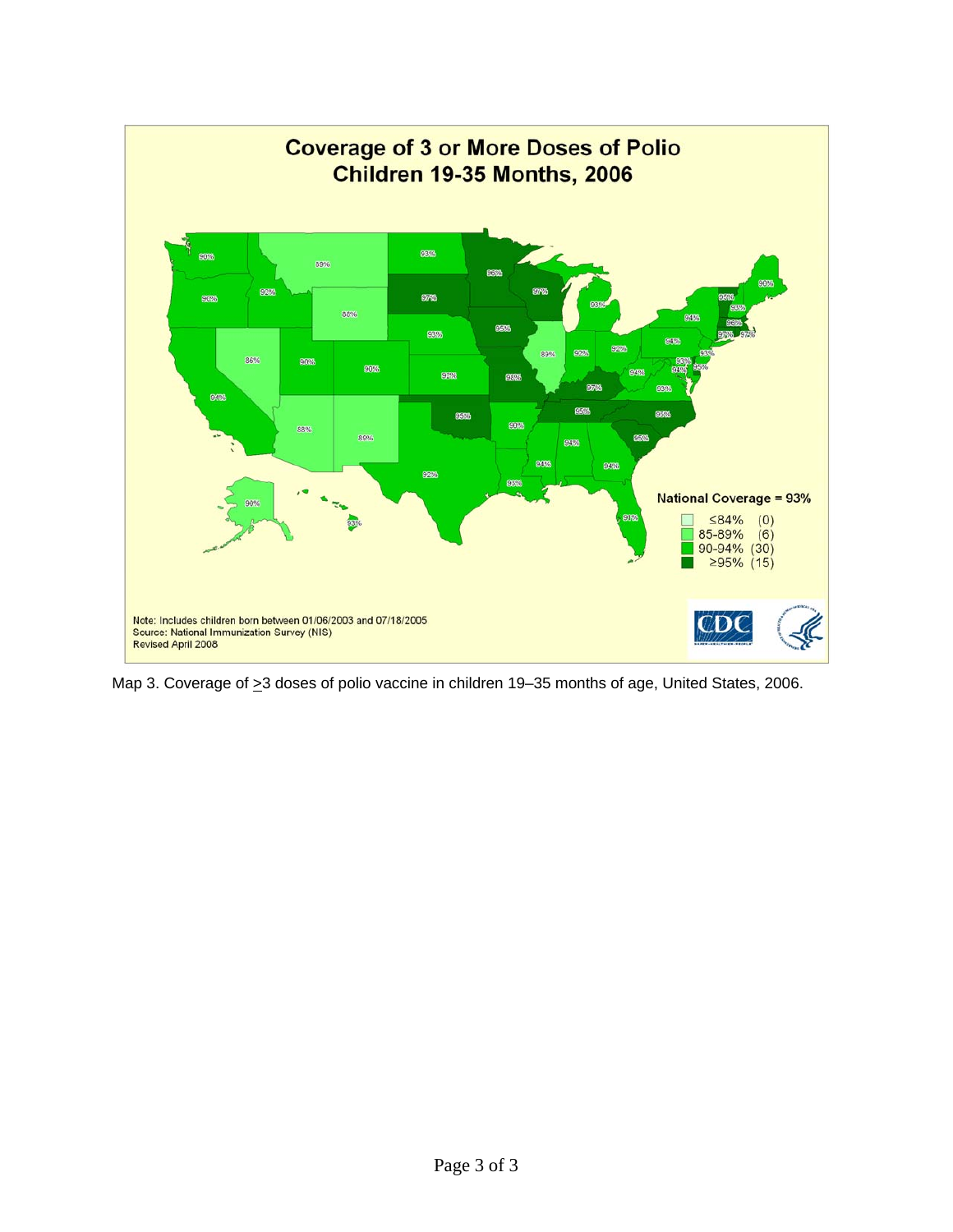## Coverage of 3 or More Doses of Polio Children 19-35 Months, 2006

National Coverage = 93%

≤84% (0)
85-89% (6)
90-94% (30)
≥95% (15)

Note: Includes children born between 01/06/2003 and 07/18/2005
Source: National Immunization Survey (NIS)
Revised April 2008

Map 3. Coverage of ≥3 doses of polio vaccine in children 19–35 months of age, United States, 2006.